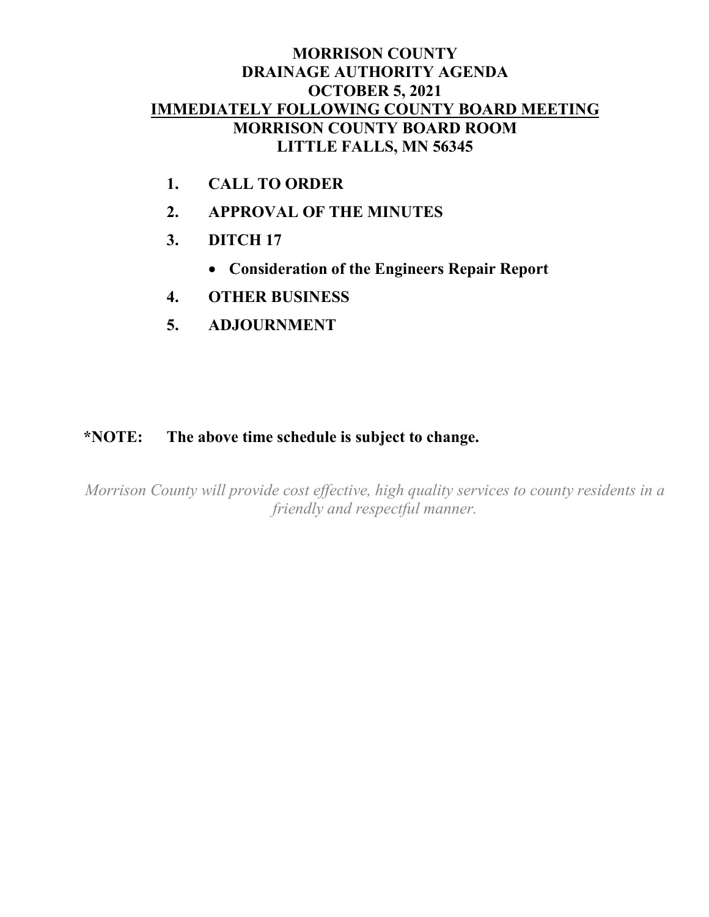# MORRISON COUNTY DRAINAGE AUTHORITY AGENDA OCTOBER 5, 2021

**IMMEDIATELY FOLLOWING COUNTY BOARD MEETING**

**MORRISON COUNTY BOARD ROOM**

**LITTLE FALLS, MN 56345**

1. **CALL TO ORDER**
2. **APPROVAL OF THE MINUTES**
3. **DITCH 17**
   - **Consideration of the Engineers Repair Report**
4. **OTHER BUSINESS**
5. **ADJOURNMENT**

**\*NOTE: The above time schedule is subject to change.**

*Morrison County will provide cost effective, high quality services to county residents in a friendly and respectful manner.*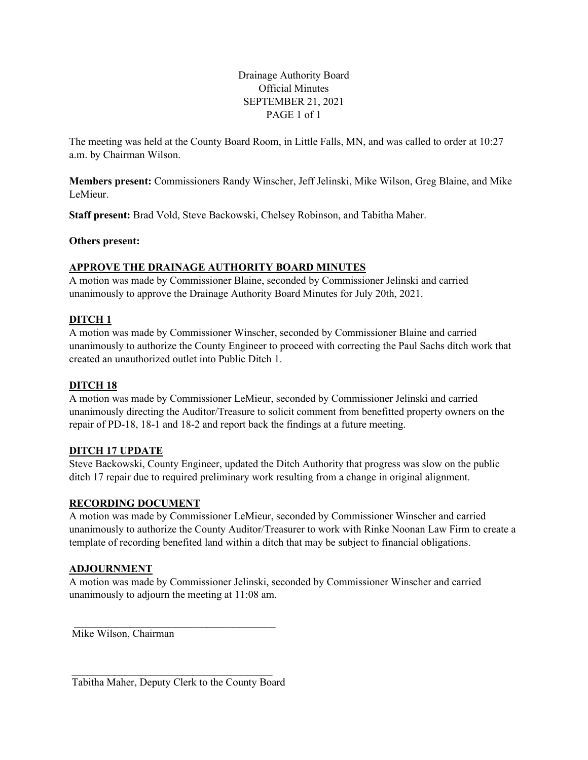# Drainage Authority Board
## Official Minutes
## SEPTEMBER 21, 2021

The meeting was held at the County Board Room, in Little Falls, MN, and was called to order at 10:27 a.m. by Chairman Wilson.

**Members present:** Commissioners Randy Winscher, Jeff Jelinski, Mike Wilson, Greg Blaine, and Mike LeMieur.

**Staff present:** Brad Vold, Steve Backowski, Chelsey Robinson, and Tabitha Maher.

**Others present:**

### APPROVE THE DRAINAGE AUTHORITY BOARD MINUTES

A motion was made by Commissioner Blaine, seconded by Commissioner Jelinski and carried unanimously to approve the Drainage Authority Board Minutes for July 20th, 2021.

### DITCH 1

A motion was made by Commissioner Winscher, seconded by Commissioner Blaine and carried unanimously to authorize the County Engineer to proceed with correcting the Paul Sachs ditch work that created an unauthorized outlet into Public Ditch 1.

### DITCH 18

A motion was made by Commissioner LeMieur, seconded by Commissioner Jelinski and carried unanimously directing the Auditor/Treasure to solicit comment from benefitted property owners on the repair of PD-18, 18-1 and 18-2 and report back the findings at a future meeting.

### DITCH 17 UPDATE

Steve Backowski, County Engineer, updated the Ditch Authority that progress was slow on the public ditch 17 repair due to required preliminary work resulting from a change in original alignment.

### RECORDING DOCUMENT

A motion was made by Commissioner LeMieur, seconded by Commissioner Winscher and carried unanimously to authorize the County Auditor/Treasurer to work with Rinke Noonan Law Firm to create a template of recording benefited land within a ditch that may be subject to financial obligations.

### ADJOURNMENT

A motion was made by Commissioner Jelinski, seconded by Commissioner Winscher and carried unanimously to adjourn the meeting at 11:08 am.

\_\_\_\_\_\_\_\_\_\_\_\_\_\_\_\_\_\_\_\_\_\_\_\_\_\_\_\_\_\_\_\_\_\_\_\_\_\_\_\_
Mike Wilson, Chairman

\_\_\_\_\_\_\_\_\_\_\_\_\_\_\_\_\_\_\_\_\_\_\_\_\_\_\_\_\_\_\_\_\_\_\_\_\_\_\_\_
Tabitha Maher, Deputy Clerk to the County Board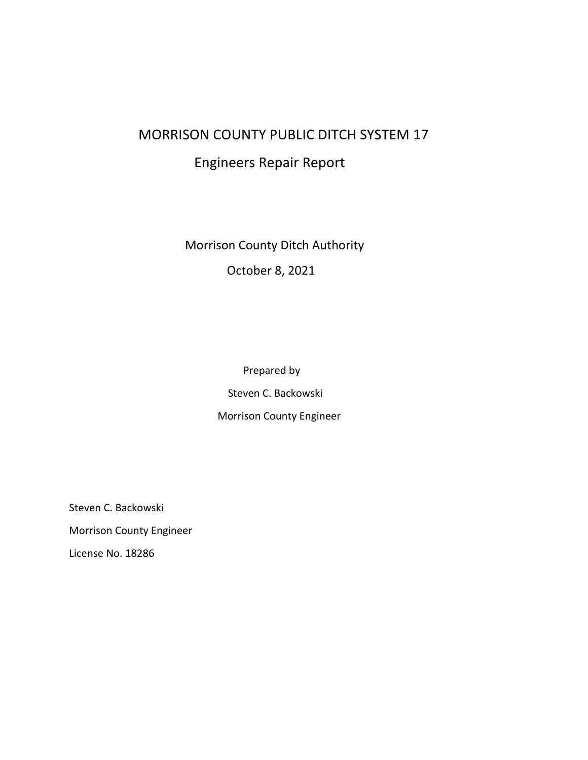# MORRISON COUNTY PUBLIC DITCH SYSTEM 17

## Engineers Repair Report

Morrison County Ditch Authority

October 8, 2021

Prepared by

Steven C. Backowski

Morrison County Engineer

Steven C. Backowski

Morrison County Engineer

License No. 18286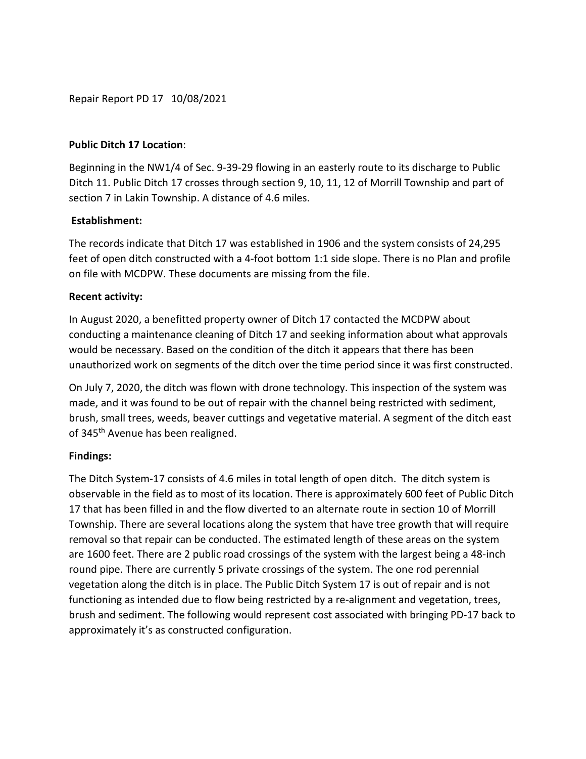Repair Report PD 17   10/08/2021

**Public Ditch 17 Location**:

Beginning in the NW1/4 of Sec. 9-39-29 flowing in an easterly route to its discharge to Public Ditch 11. Public Ditch 17 crosses through section 9, 10, 11, 12 of Morrill Township and part of section 7 in Lakin Township. A distance of 4.6 miles.

**Establishment:**

The records indicate that Ditch 17 was established in 1906 and the system consists of 24,295 feet of open ditch constructed with a 4-foot bottom 1:1 side slope. There is no Plan and profile on file with MCDPW. These documents are missing from the file.

**Recent activity:**

In August 2020, a benefitted property owner of Ditch 17 contacted the MCDPW about conducting a maintenance cleaning of Ditch 17 and seeking information about what approvals would be necessary. Based on the condition of the ditch it appears that there has been unauthorized work on segments of the ditch over the time period since it was first constructed.

On July 7, 2020, the ditch was flown with drone technology. This inspection of the system was made, and it was found to be out of repair with the channel being restricted with sediment, brush, small trees, weeds, beaver cuttings and vegetative material. A segment of the ditch east of 345th Avenue has been realigned.

**Findings:**

The Ditch System-17 consists of 4.6 miles in total length of open ditch. The ditch system is observable in the field as to most of its location. There is approximately 600 feet of Public Ditch 17 that has been filled in and the flow diverted to an alternate route in section 10 of Morrill Township. There are several locations along the system that have tree growth that will require removal so that repair can be conducted. The estimated length of these areas on the system are 1600 feet. There are 2 public road crossings of the system with the largest being a 48-inch round pipe. There are currently 5 private crossings of the system. The one rod perennial vegetation along the ditch is in place. The Public Ditch System 17 is out of repair and is not functioning as intended due to flow being restricted by a re-alignment and vegetation, trees, brush and sediment. The following would represent cost associated with bringing PD-17 back to approximately it's as constructed configuration.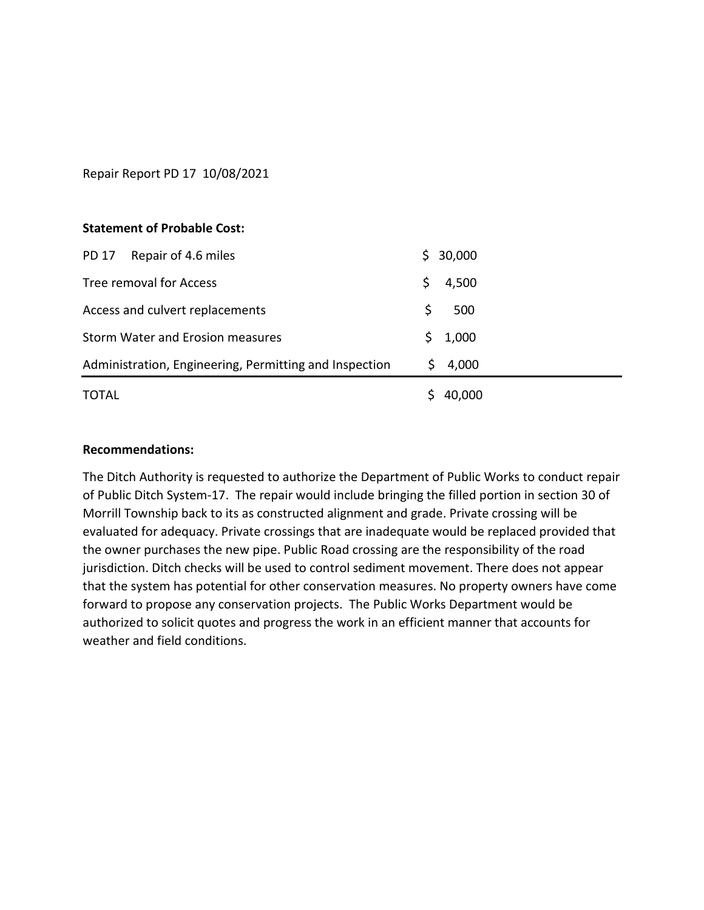Repair Report PD 17 10/08/2021

**Statement of Probable Cost:**

| | |
|---|---|
| PD 17 Repair of 4.6 miles | $ 30,000 |
| Tree removal for Access | $ 4,500 |
| Access and culvert replacements | $ 500 |
| Storm Water and Erosion measures | $ 1,000 |
| Administration, Engineering, Permitting and Inspection | $ 4,000 |
| TOTAL | $ 40,000 |

**Recommendations:**

The Ditch Authority is requested to authorize the Department of Public Works to conduct repair of Public Ditch System-17. The repair would include bringing the filled portion in section 30 of Morrill Township back to its as constructed alignment and grade. Private crossing will be evaluated for adequacy. Private crossings that are inadequate would be replaced provided that the owner purchases the new pipe. Public Road crossing are the responsibility of the road jurisdiction. Ditch checks will be used to control sediment movement. There does not appear that the system has potential for other conservation measures. No property owners have come forward to propose any conservation projects. The Public Works Department would be authorized to solicit quotes and progress the work in an efficient manner that accounts for weather and field conditions.